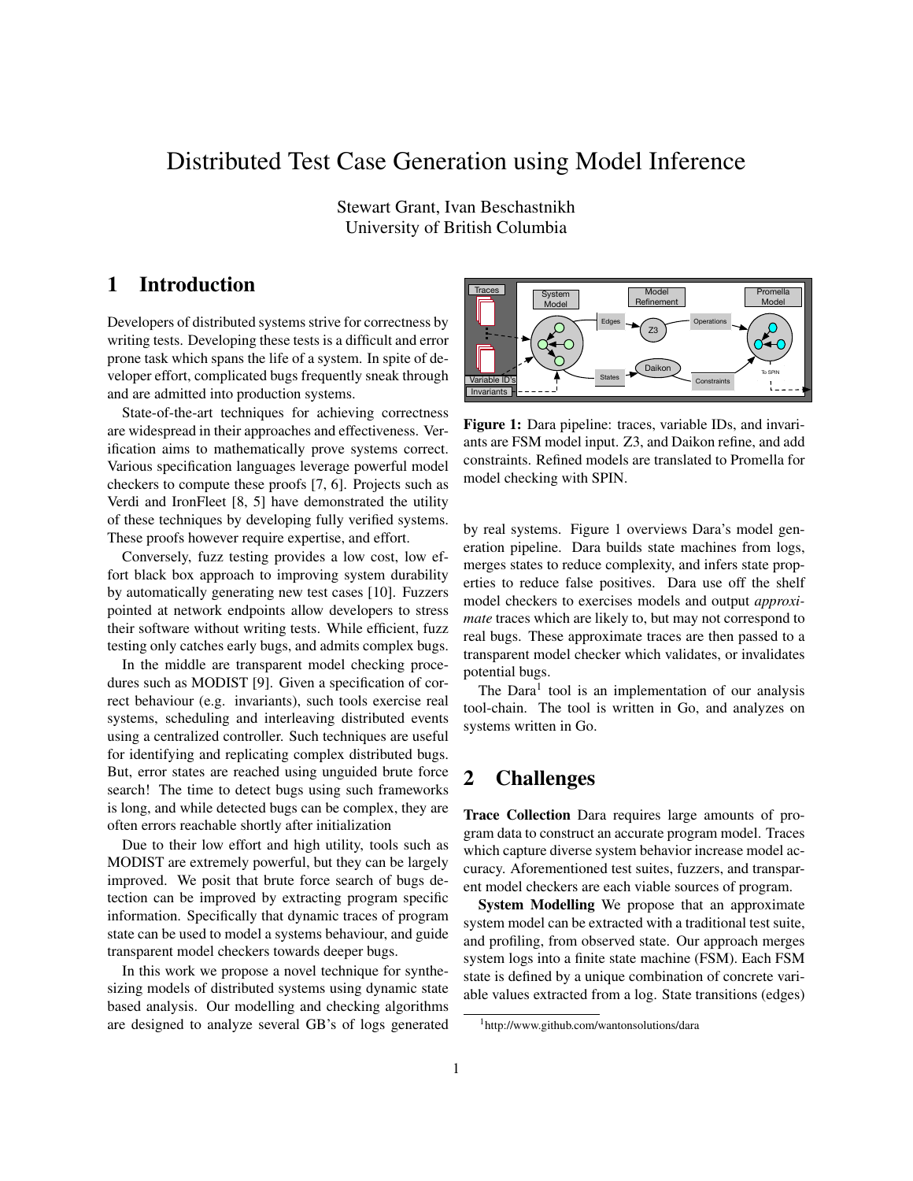# Distributed Test Case Generation using Model Inference

Stewart Grant, Ivan Beschastnikh
University of British Columbia

## 1 Introduction

Developers of distributed systems strive for correctness by writing tests. Developing these tests is a difficult and error prone task which spans the life of a system. In spite of developer effort, complicated bugs frequently sneak through and are admitted into production systems.

State-of-the-art techniques for achieving correctness are widespread in their approaches and effectiveness. Verification aims to mathematically prove systems correct. Various specification languages leverage powerful model checkers to compute these proofs [7, 6]. Projects such as Verdi and IronFleet [8, 5] have demonstrated the utility of these techniques by developing fully verified systems. These proofs however require expertise, and effort.

Conversely, fuzz testing provides a low cost, low effort black box approach to improving system durability by automatically generating new test cases [10]. Fuzzers pointed at network endpoints allow developers to stress their software without writing tests. While efficient, fuzz testing only catches early bugs, and admits complex bugs.

In the middle are transparent model checking procedures such as MODIST [9]. Given a specification of correct behaviour (e.g. invariants), such tools exercise real systems, scheduling and interleaving distributed events using a centralized controller. Such techniques are useful for identifying and replicating complex distributed bugs. But, error states are reached using unguided brute force search! The time to detect bugs using such frameworks is long, and while detected bugs can be complex, they are often errors reachable shortly after initialization

Due to their low effort and high utility, tools such as MODIST are extremely powerful, but they can be largely improved. We posit that brute force search of bugs detection can be improved by extracting program specific information. Specifically that dynamic traces of program state can be used to model a systems behaviour, and guide transparent model checkers towards deeper bugs.

In this work we propose a novel technique for synthesizing models of distributed systems using dynamic state based analysis. Our modelling and checking algorithms are designed to analyze several GB's of logs generated by real systems. Figure 1 overviews Dara's model generation pipeline. Dara builds state machines from logs, merges states to reduce complexity, and infers state properties to reduce false positives. Dara use off the shelf model checkers to exercises models and output *approximate* traces which are likely to, but may not correspond to real bugs. These approximate traces are then passed to a transparent model checker which validates, or invalidates potential bugs.

**Figure 1:** Dara pipeline: traces, variable IDs, and invariants are FSM model input. Z3, and Daikon refine, and add constraints. Refined models are translated to Promella for model checking with SPIN.

The Dara[1] tool is an implementation of our analysis tool-chain. The tool is written in Go, and analyzes on systems written in Go.

## 2 Challenges

**Trace Collection** Dara requires large amounts of program data to construct an accurate program model. Traces which capture diverse system behavior increase model accuracy. Aforementioned test suites, fuzzers, and transparent model checkers are each viable sources of program.

**System Modelling** We propose that an approximate system model can be extracted with a traditional test suite, and profiling, from observed state. Our approach merges system logs into a finite state machine (FSM). Each FSM state is defined by a unique combination of concrete variable values extracted from a log. State transitions (edges)

[1] http://www.github.com/wantonsolutions/dara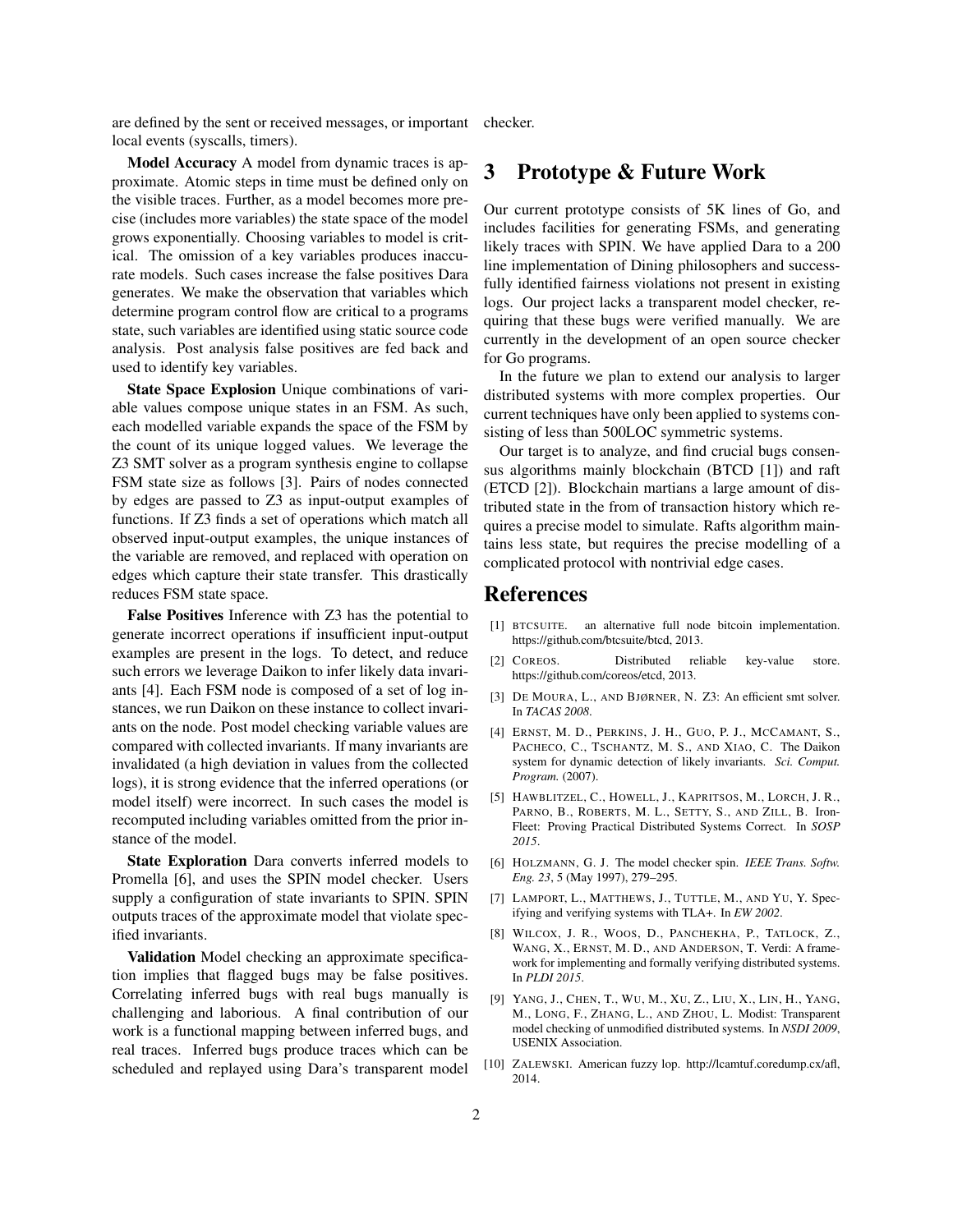are defined by the sent or received messages, or important local events (syscalls, timers).

**Model Accuracy** A model from dynamic traces is approximate. Atomic steps in time must be defined only on the visible traces. Further, as a model becomes more precise (includes more variables) the state space of the model grows exponentially. Choosing variables to model is critical. The omission of a key variables produces inaccurate models. Such cases increase the false positives Dara generates. We make the observation that variables which determine program control flow are critical to a programs state, such variables are identified using static source code analysis. Post analysis false positives are fed back and used to identify key variables.

**State Space Explosion** Unique combinations of variable values compose unique states in an FSM. As such, each modelled variable expands the space of the FSM by the count of its unique logged values. We leverage the Z3 SMT solver as a program synthesis engine to collapse FSM state size as follows [3]. Pairs of nodes connected by edges are passed to Z3 as input-output examples of functions. If Z3 finds a set of operations which match all observed input-output examples, the unique instances of the variable are removed, and replaced with operation on edges which capture their state transfer. This drastically reduces FSM state space.

**False Positives** Inference with Z3 has the potential to generate incorrect operations if insufficient input-output examples are present in the logs. To detect, and reduce such errors we leverage Daikon to infer likely data invariants [4]. Each FSM node is composed of a set of log instances, we run Daikon on these instance to collect invariants on the node. Post model checking variable values are compared with collected invariants. If many invariants are invalidated (a high deviation in values from the collected logs), it is strong evidence that the inferred operations (or model itself) were incorrect. In such cases the model is recomputed including variables omitted from the prior instance of the model.

**State Exploration** Dara converts inferred models to Promella [6], and uses the SPIN model checker. Users supply a configuration of state invariants to SPIN. SPIN outputs traces of the approximate model that violate specified invariants.

**Validation** Model checking an approximate specification implies that flagged bugs may be false positives. Correlating inferred bugs with real bugs manually is challenging and laborious. A final contribution of our work is a functional mapping between inferred bugs, and real traces. Inferred bugs produce traces which can be scheduled and replayed using Dara's transparent model checker.

# 3 Prototype & Future Work

Our current prototype consists of 5K lines of Go, and includes facilities for generating FSMs, and generating likely traces with SPIN. We have applied Dara to a 200 line implementation of Dining philosophers and successfully identified fairness violations not present in existing logs. Our project lacks a transparent model checker, requiring that these bugs were verified manually. We are currently in the development of an open source checker for Go programs.

In the future we plan to extend our analysis to larger distributed systems with more complex properties. Our current techniques have only been applied to systems consisting of less than 500LOC symmetric systems.

Our target is to analyze, and find crucial bugs consensus algorithms mainly blockchain (BTCD [1]) and raft (ETCD [2]). Blockchain martians a large amount of distributed state in the from of transaction history which requires a precise model to simulate. Rafts algorithm maintains less state, but requires the precise modelling of a complicated protocol with nontrivial edge cases.

# References

[1] BTCSUITE. an alternative full node bitcoin implementation. https://github.com/btcsuite/btcd, 2013.

[2] COREOS. Distributed reliable key-value store. https://github.com/coreos/etcd, 2013.

[3] DE MOURA, L., AND BJØRNER, N. Z3: An efficient smt solver. In *TACAS 2008*.

[4] ERNST, M. D., PERKINS, J. H., GUO, P. J., MCCAMANT, S., PACHECO, C., TSCHANTZ, M. S., AND XIAO, C. The Daikon system for dynamic detection of likely invariants. *Sci. Comput. Program.* (2007).

[5] HAWBLITZEL, C., HOWELL, J., KAPRITSOS, M., LORCH, J. R., PARNO, B., ROBERTS, M. L., SETTY, S., AND ZILL, B. IronFleet: Proving Practical Distributed Systems Correct. In *SOSP 2015*.

[6] HOLZMANN, G. J. The model checker spin. *IEEE Trans. Softw. Eng. 23*, 5 (May 1997), 279–295.

[7] LAMPORT, L., MATTHEWS, J., TUTTLE, M., AND YU, Y. Specifying and verifying systems with TLA+. In *EW 2002*.

[8] WILCOX, J. R., WOOS, D., PANCHEKHA, P., TATLOCK, Z., WANG, X., ERNST, M. D., AND ANDERSON, T. Verdi: A framework for implementing and formally verifying distributed systems. In *PLDI 2015*.

[9] YANG, J., CHEN, T., WU, M., XU, Z., LIU, X., LIN, H., YANG, M., LONG, F., ZHANG, L., AND ZHOU, L. Modist: Transparent model checking of unmodified distributed systems. In *NSDI 2009*, USENIX Association.

[10] ZALEWSKI. American fuzzy lop. http://lcamtuf.coredump.cx/afl, 2014.